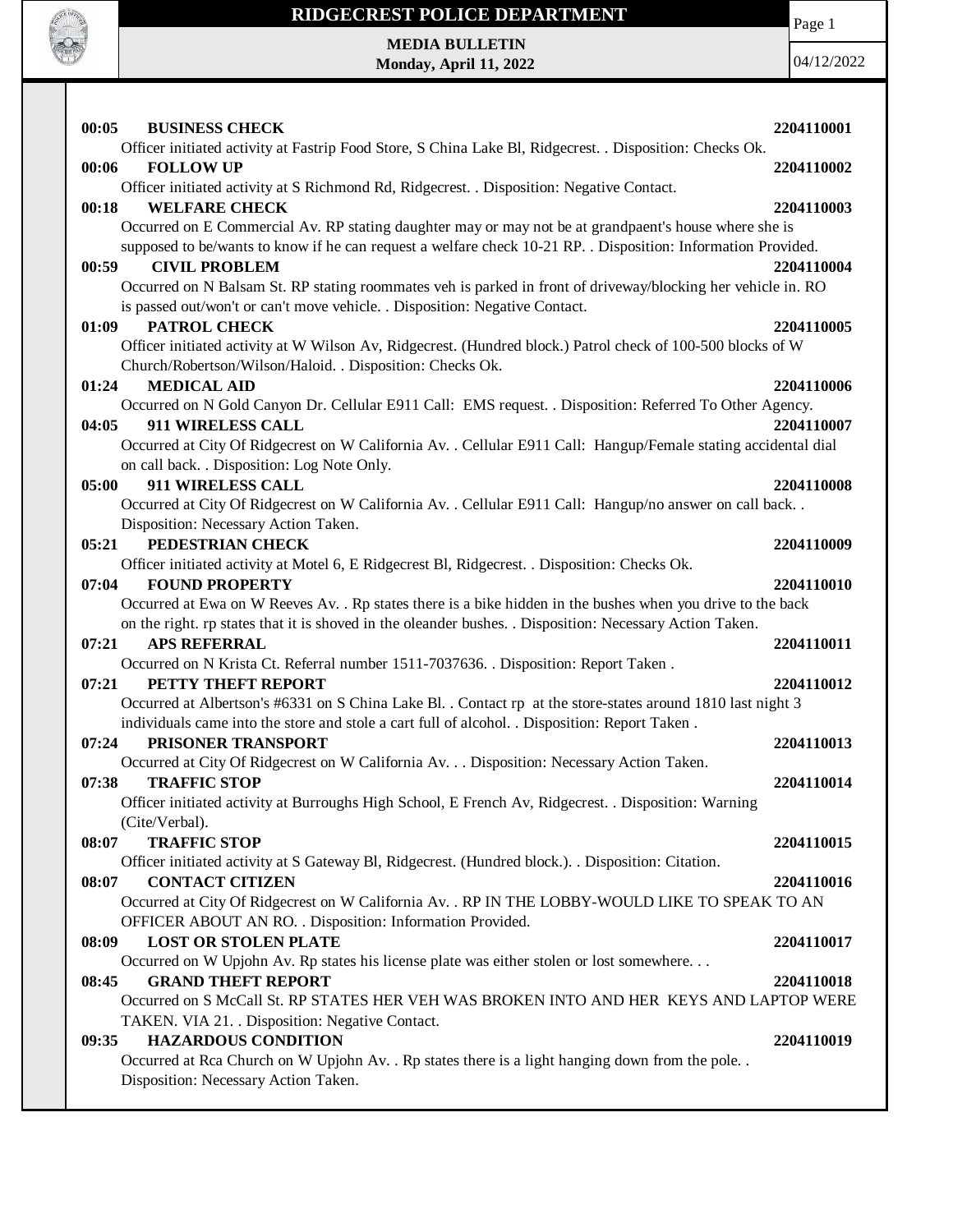# RIDGECREST POLICE DEPARTMENT

**MEDIA BULLETIN**
**Monday, April 11, 2022**

04/12/2022

**00:05 BUSINESS CHECK** **2204110001**
Officer initiated activity at Fastrip Food Store, S China Lake Bl, Ridgecrest. . Disposition: Checks Ok.

**00:06 FOLLOW UP** **2204110002**
Officer initiated activity at S Richmond Rd, Ridgecrest. . Disposition: Negative Contact.

**00:18 WELFARE CHECK** **2204110003**
Occurred on E Commercial Av. RP stating daughter may or may not be at grandpaent's house where she is supposed to be/wants to know if he can request a welfare check 10-21 RP. . Disposition: Information Provided.

**00:59 CIVIL PROBLEM** **2204110004**
Occurred on N Balsam St. RP stating roommates veh is parked in front of driveway/blocking her vehicle in. RO is passed out/won't or can't move vehicle. . Disposition: Negative Contact.

**01:09 PATROL CHECK** **2204110005**
Officer initiated activity at W Wilson Av, Ridgecrest. (Hundred block.) Patrol check of 100-500 blocks of W Church/Robertson/Wilson/Haloid. . Disposition: Checks Ok.

**01:24 MEDICAL AID** **2204110006**
Occurred on N Gold Canyon Dr. Cellular E911 Call: EMS request. . Disposition: Referred To Other Agency.

**04:05 911 WIRELESS CALL** **2204110007**
Occurred at City Of Ridgecrest on W California Av. . Cellular E911 Call: Hangup/Female stating accidental dial on call back. . Disposition: Log Note Only.

**05:00 911 WIRELESS CALL** **2204110008**
Occurred at City Of Ridgecrest on W California Av. . Cellular E911 Call: Hangup/no answer on call back. . Disposition: Necessary Action Taken.

**05:21 PEDESTRIAN CHECK** **2204110009**
Officer initiated activity at Motel 6, E Ridgecrest Bl, Ridgecrest. . Disposition: Checks Ok.

**07:04 FOUND PROPERTY** **2204110010**
Occurred at Ewa on W Reeves Av. . Rp states there is a bike hidden in the bushes when you drive to the back on the right. rp states that it is shoved in the oleander bushes. . Disposition: Necessary Action Taken.

**07:21 APS REFERRAL** **2204110011**
Occurred on N Krista Ct. Referral number 1511-7037636. . Disposition: Report Taken .

**07:21 PETTY THEFT REPORT** **2204110012**
Occurred at Albertson's #6331 on S China Lake Bl. . Contact rp at the store-states around 1810 last night 3 individuals came into the store and stole a cart full of alcohol. . Disposition: Report Taken .

**07:24 PRISONER TRANSPORT** **2204110013**
Occurred at City Of Ridgecrest on W California Av. . . Disposition: Necessary Action Taken.

**07:38 TRAFFIC STOP** **2204110014**
Officer initiated activity at Burroughs High School, E French Av, Ridgecrest. . Disposition: Warning (Cite/Verbal).

**08:07 TRAFFIC STOP** **2204110015**
Officer initiated activity at S Gateway Bl, Ridgecrest. (Hundred block.). . Disposition: Citation.

**08:07 CONTACT CITIZEN** **2204110016**
Occurred at City Of Ridgecrest on W California Av. . RP IN THE LOBBY-WOULD LIKE TO SPEAK TO AN OFFICER ABOUT AN RO. . Disposition: Information Provided.

**08:09 LOST OR STOLEN PLATE** **2204110017**
Occurred on W Upjohn Av. Rp states his license plate was either stolen or lost somewhere. . .

**08:45 GRAND THEFT REPORT** **2204110018**
Occurred on S McCall St. RP STATES HER VEH WAS BROKEN INTO AND HER KEYS AND LAPTOP WERE TAKEN. VIA 21. . Disposition: Negative Contact.

**09:35 HAZARDOUS CONDITION** **2204110019**
Occurred at Rca Church on W Upjohn Av. . Rp states there is a light hanging down from the pole. . Disposition: Necessary Action Taken.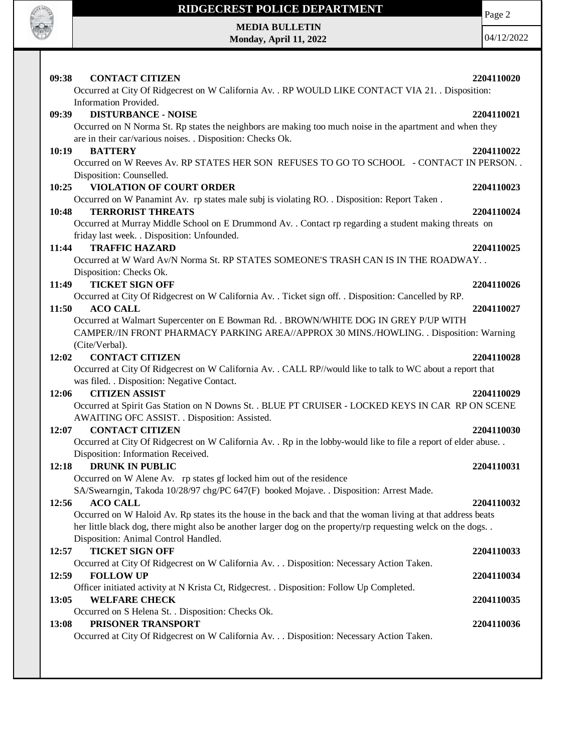**09:38 CONTACT CITIZEN** **2204110020**

Occurred at City Of Ridgecrest on W California Av. . RP WOULD LIKE CONTACT VIA 21. . Disposition: Information Provided.

**09:39 DISTURBANCE - NOISE** **2204110021**

Occurred on N Norma St. Rp states the neighbors are making too much noise in the apartment and when they are in their car/various noises. . Disposition: Checks Ok.

**10:19 BATTERY** **2204110022**

Occurred on W Reeves Av. RP STATES HER SON REFUSES TO GO TO SCHOOL - CONTACT IN PERSON. . Disposition: Counselled.

**10:25 VIOLATION OF COURT ORDER** **2204110023**

Occurred on W Panamint Av. rp states male subj is violating RO. . Disposition: Report Taken .

**10:48 TERRORIST THREATS** **2204110024**

Occurred at Murray Middle School on E Drummond Av. . Contact rp regarding a student making threats on friday last week. . Disposition: Unfounded.

**11:44 TRAFFIC HAZARD** **2204110025**

Occurred at W Ward Av/N Norma St. RP STATES SOMEONE'S TRASH CAN IS IN THE ROADWAY. . Disposition: Checks Ok.

**11:49 TICKET SIGN OFF** **2204110026**

Occurred at City Of Ridgecrest on W California Av. . Ticket sign off. . Disposition: Cancelled by RP.

**11:50 ACO CALL** **2204110027**

Occurred at Walmart Supercenter on E Bowman Rd. . BROWN/WHITE DOG IN GREY P/UP WITH CAMPER//IN FRONT PHARMACY PARKING AREA//APPROX 30 MINS./HOWLING. . Disposition: Warning (Cite/Verbal).

**12:02 CONTACT CITIZEN** **2204110028**

Occurred at City Of Ridgecrest on W California Av. . CALL RP//would like to talk to WC about a report that was filed. . Disposition: Negative Contact.

**12:06 CITIZEN ASSIST** **2204110029**

Occurred at Spirit Gas Station on N Downs St. . BLUE PT CRUISER - LOCKED KEYS IN CAR RP ON SCENE AWAITING OFC ASSIST. . Disposition: Assisted.

**12:07 CONTACT CITIZEN** **2204110030**

Occurred at City Of Ridgecrest on W California Av. . Rp in the lobby-would like to file a report of elder abuse. . Disposition: Information Received.

**12:18 DRUNK IN PUBLIC** **2204110031**

Occurred on W Alene Av. rp states gf locked him out of the residence
SA/Swearngin, Takoda 10/28/97 chg/PC 647(F) booked Mojave. . Disposition: Arrest Made.

**12:56 ACO CALL** **2204110032**

Occurred on W Haloid Av. Rp states its the house in the back and that the woman living at that address beats her little black dog, there might also be another larger dog on the property/rp requesting welck on the dogs. . Disposition: Animal Control Handled.

**12:57 TICKET SIGN OFF** **2204110033**

Occurred at City Of Ridgecrest on W California Av. . . Disposition: Necessary Action Taken.

**12:59 FOLLOW UP** **2204110034**

Officer initiated activity at N Krista Ct, Ridgecrest. . Disposition: Follow Up Completed.

**13:05 WELFARE CHECK** **2204110035**

Occurred on S Helena St. . Disposition: Checks Ok.

**13:08 PRISONER TRANSPORT** **2204110036**

Occurred at City Of Ridgecrest on W California Av. . . Disposition: Necessary Action Taken.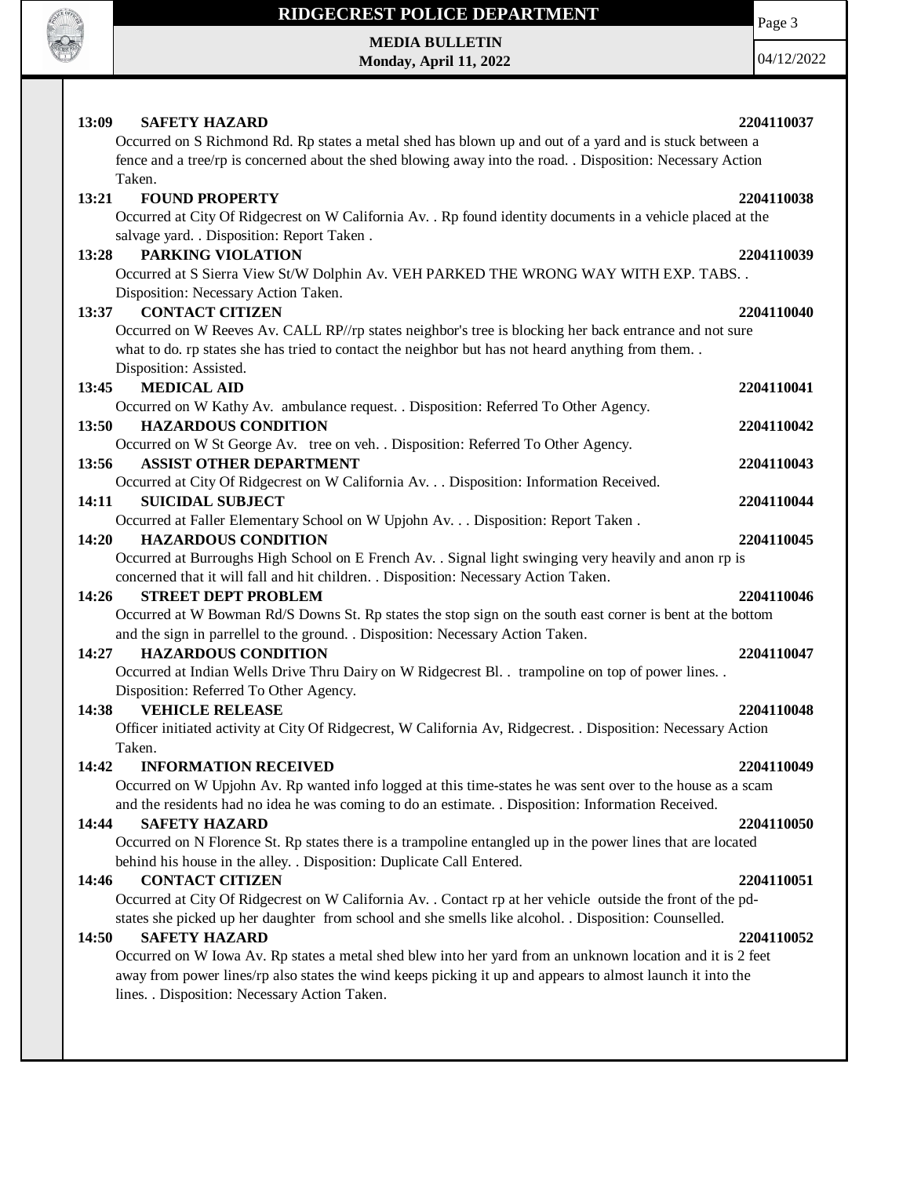**13:09 SAFETY HAZARD 2204110037**

Occurred on S Richmond Rd. Rp states a metal shed has blown up and out of a yard and is stuck between a fence and a tree/rp is concerned about the shed blowing away into the road. . Disposition: Necessary Action Taken.

**13:21 FOUND PROPERTY 2204110038**

Occurred at City Of Ridgecrest on W California Av. . Rp found identity documents in a vehicle placed at the salvage yard. . Disposition: Report Taken .

**13:28 PARKING VIOLATION 2204110039**

Occurred at S Sierra View St/W Dolphin Av. VEH PARKED THE WRONG WAY WITH EXP. TABS. . Disposition: Necessary Action Taken.

**13:37 CONTACT CITIZEN 2204110040**

Occurred on W Reeves Av. CALL RP//rp states neighbor's tree is blocking her back entrance and not sure what to do. rp states she has tried to contact the neighbor but has not heard anything from them. . Disposition: Assisted.

**13:45 MEDICAL AID 2204110041**

Occurred on W Kathy Av. ambulance request. . Disposition: Referred To Other Agency.

**13:50 HAZARDOUS CONDITION 2204110042**

Occurred on W St George Av. tree on veh. . Disposition: Referred To Other Agency.

**13:56 ASSIST OTHER DEPARTMENT 2204110043**

Occurred at City Of Ridgecrest on W California Av. . . Disposition: Information Received.

**14:11 SUICIDAL SUBJECT 2204110044**

Occurred at Faller Elementary School on W Upjohn Av. . . Disposition: Report Taken .

**14:20 HAZARDOUS CONDITION 2204110045**

Occurred at Burroughs High School on E French Av. . Signal light swinging very heavily and anon rp is concerned that it will fall and hit children. . Disposition: Necessary Action Taken.

**14:26 STREET DEPT PROBLEM 2204110046**

Occurred at W Bowman Rd/S Downs St. Rp states the stop sign on the south east corner is bent at the bottom and the sign in parrellel to the ground. . Disposition: Necessary Action Taken.

**14:27 HAZARDOUS CONDITION 2204110047**

Occurred at Indian Wells Drive Thru Dairy on W Ridgecrest Bl. . trampoline on top of power lines. . Disposition: Referred To Other Agency.

**14:38 VEHICLE RELEASE 2204110048**

Officer initiated activity at City Of Ridgecrest, W California Av, Ridgecrest. . Disposition: Necessary Action Taken.

**14:42 INFORMATION RECEIVED 2204110049**

Occurred on W Upjohn Av. Rp wanted info logged at this time-states he was sent over to the house as a scam and the residents had no idea he was coming to do an estimate. . Disposition: Information Received.

**14:44 SAFETY HAZARD 2204110050**

Occurred on N Florence St. Rp states there is a trampoline entangled up in the power lines that are located behind his house in the alley. . Disposition: Duplicate Call Entered.

**14:46 CONTACT CITIZEN 2204110051**

Occurred at City Of Ridgecrest on W California Av. . Contact rp at her vehicle outside the front of the pd-states she picked up her daughter from school and she smells like alcohol. . Disposition: Counselled.

**14:50 SAFETY HAZARD 2204110052**

Occurred on W Iowa Av. Rp states a metal shed blew into her yard from an unknown location and it is 2 feet away from power lines/rp also states the wind keeps picking it up and appears to almost launch it into the lines. . Disposition: Necessary Action Taken.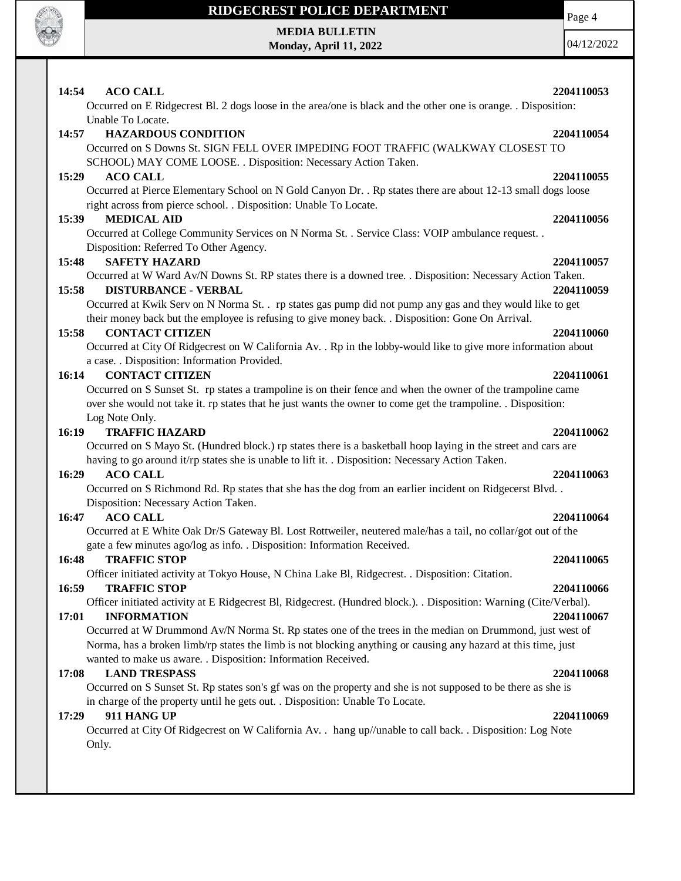**14:54 ACO CALL 2204110053**
Occurred on E Ridgecrest Bl. 2 dogs loose in the area/one is black and the other one is orange. . Disposition: Unable To Locate.

**14:57 HAZARDOUS CONDITION 2204110054**
Occurred on S Downs St. SIGN FELL OVER IMPEDING FOOT TRAFFIC (WALKWAY CLOSEST TO SCHOOL) MAY COME LOOSE. . Disposition: Necessary Action Taken.

**15:29 ACO CALL 2204110055**
Occurred at Pierce Elementary School on N Gold Canyon Dr. . Rp states there are about 12-13 small dogs loose right across from pierce school. . Disposition: Unable To Locate.

**15:39 MEDICAL AID 2204110056**
Occurred at College Community Services on N Norma St. . Service Class: VOIP ambulance request. . Disposition: Referred To Other Agency.

**15:48 SAFETY HAZARD 2204110057**
Occurred at W Ward Av/N Downs St. RP states there is a downed tree. . Disposition: Necessary Action Taken.

**15:58 DISTURBANCE - VERBAL 2204110059**
Occurred at Kwik Serv on N Norma St. . rp states gas pump did not pump any gas and they would like to get their money back but the employee is refusing to give money back. . Disposition: Gone On Arrival.

**15:58 CONTACT CITIZEN 2204110060**
Occurred at City Of Ridgecrest on W California Av. . Rp in the lobby-would like to give more information about a case. . Disposition: Information Provided.

**16:14 CONTACT CITIZEN 2204110061**
Occurred on S Sunset St. rp states a trampoline is on their fence and when the owner of the trampoline came over she would not take it. rp states that he just wants the owner to come get the trampoline. . Disposition: Log Note Only.

**16:19 TRAFFIC HAZARD 2204110062**
Occurred on S Mayo St. (Hundred block.) rp states there is a basketball hoop laying in the street and cars are having to go around it/rp states she is unable to lift it. . Disposition: Necessary Action Taken.

**16:29 ACO CALL 2204110063**
Occurred on S Richmond Rd. Rp states that she has the dog from an earlier incident on Ridgecerst Blvd. . Disposition: Necessary Action Taken.

**16:47 ACO CALL 2204110064**
Occurred at E White Oak Dr/S Gateway Bl. Lost Rottweiler, neutered male/has a tail, no collar/got out of the gate a few minutes ago/log as info. . Disposition: Information Received.

**16:48 TRAFFIC STOP 2204110065**
Officer initiated activity at Tokyo House, N China Lake Bl, Ridgecrest. . Disposition: Citation.

**16:59 TRAFFIC STOP 2204110066**
Officer initiated activity at E Ridgecrest Bl, Ridgecrest. (Hundred block.). . Disposition: Warning (Cite/Verbal).

**17:01 INFORMATION 2204110067**
Occurred at W Drummond Av/N Norma St. Rp states one of the trees in the median on Drummond, just west of Norma, has a broken limb/rp states the limb is not blocking anything or causing any hazard at this time, just wanted to make us aware. . Disposition: Information Received.

**17:08 LAND TRESPASS 2204110068**
Occurred on S Sunset St. Rp states son's gf was on the property and she is not supposed to be there as she is in charge of the property until he gets out. . Disposition: Unable To Locate.

**17:29 911 HANG UP 2204110069**
Occurred at City Of Ridgecrest on W California Av. . hang up//unable to call back. . Disposition: Log Note Only.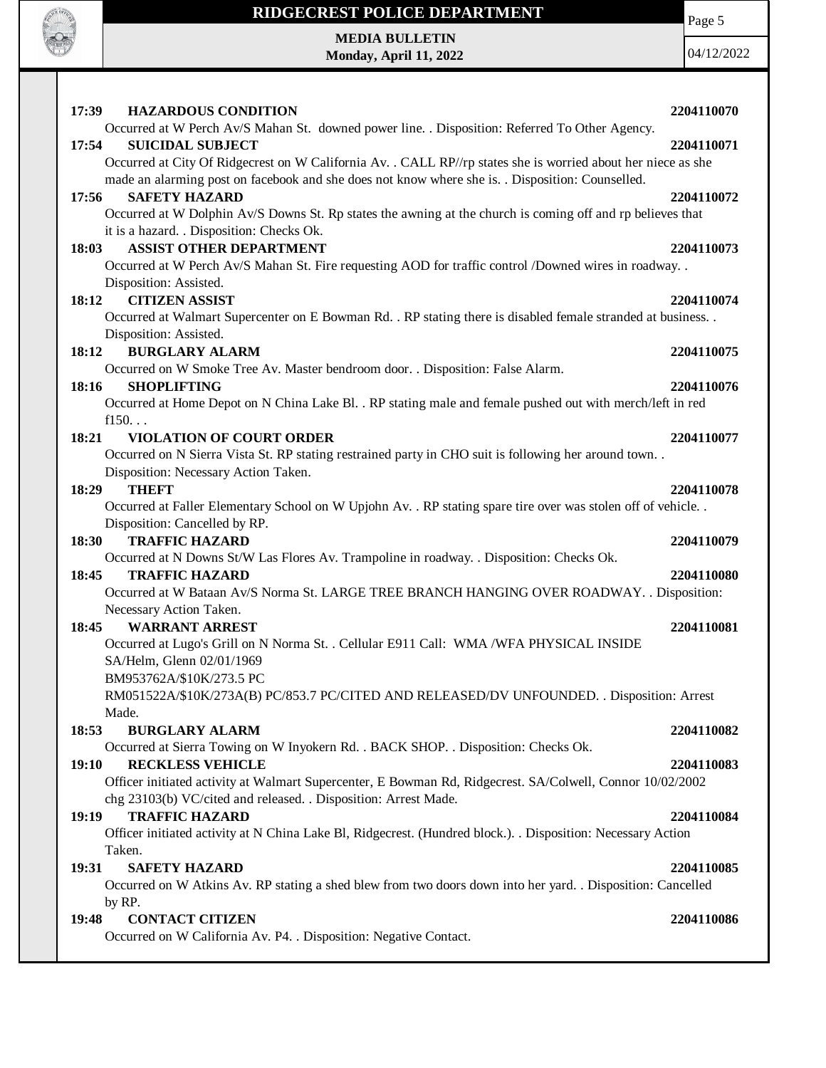**17:39 HAZARDOUS CONDITION 2204110070**

Occurred at W Perch Av/S Mahan St. downed power line. . Disposition: Referred To Other Agency.

**17:54 SUICIDAL SUBJECT 2204110071**

Occurred at City Of Ridgecrest on W California Av. . CALL RP//rp states she is worried about her niece as she made an alarming post on facebook and she does not know where she is. . Disposition: Counselled.

**17:56 SAFETY HAZARD 2204110072**

Occurred at W Dolphin Av/S Downs St. Rp states the awning at the church is coming off and rp believes that it is a hazard. . Disposition: Checks Ok.

**18:03 ASSIST OTHER DEPARTMENT 2204110073**

Occurred at W Perch Av/S Mahan St. Fire requesting AOD for traffic control /Downed wires in roadway. . Disposition: Assisted.

**18:12 CITIZEN ASSIST 2204110074**

Occurred at Walmart Supercenter on E Bowman Rd. . RP stating there is disabled female stranded at business. . Disposition: Assisted.

**18:12 BURGLARY ALARM 2204110075**

Occurred on W Smoke Tree Av. Master bendroom door. . Disposition: False Alarm.

**18:16 SHOPLIFTING 2204110076**

Occurred at Home Depot on N China Lake Bl. . RP stating male and female pushed out with merch/left in red f150. . .

**18:21 VIOLATION OF COURT ORDER 2204110077**

Occurred on N Sierra Vista St. RP stating restrained party in CHO suit is following her around town. . Disposition: Necessary Action Taken.

**18:29 THEFT 2204110078**

Occurred at Faller Elementary School on W Upjohn Av. . RP stating spare tire over was stolen off of vehicle. . Disposition: Cancelled by RP.

**18:30 TRAFFIC HAZARD 2204110079**

Occurred at N Downs St/W Las Flores Av. Trampoline in roadway. . Disposition: Checks Ok.

**18:45 TRAFFIC HAZARD 2204110080**

Occurred at W Bataan Av/S Norma St. LARGE TREE BRANCH HANGING OVER ROADWAY. . Disposition: Necessary Action Taken.

**18:45 WARRANT ARREST 2204110081**

Occurred at Lugo's Grill on N Norma St. . Cellular E911 Call: WMA /WFA PHYSICAL INSIDE
SA/Helm, Glenn 02/01/1969
BM953762A/$10K/273.5 PC
RM051522A/$10K/273A(B) PC/853.7 PC/CITED AND RELEASED/DV UNFOUNDED. . Disposition: Arrest Made.

**18:53 BURGLARY ALARM 2204110082**

Occurred at Sierra Towing on W Inyokern Rd. . BACK SHOP. . Disposition: Checks Ok.

**19:10 RECKLESS VEHICLE 2204110083**

Officer initiated activity at Walmart Supercenter, E Bowman Rd, Ridgecrest. SA/Colwell, Connor 10/02/2002 chg 23103(b) VC/cited and released. . Disposition: Arrest Made.

**19:19 TRAFFIC HAZARD 2204110084**

Officer initiated activity at N China Lake Bl, Ridgecrest. (Hundred block.). . Disposition: Necessary Action Taken.

**19:31 SAFETY HAZARD 2204110085**

Occurred on W Atkins Av. RP stating a shed blew from two doors down into her yard. . Disposition: Cancelled by RP.

**19:48 CONTACT CITIZEN 2204110086**

Occurred on W California Av. P4. . Disposition: Negative Contact.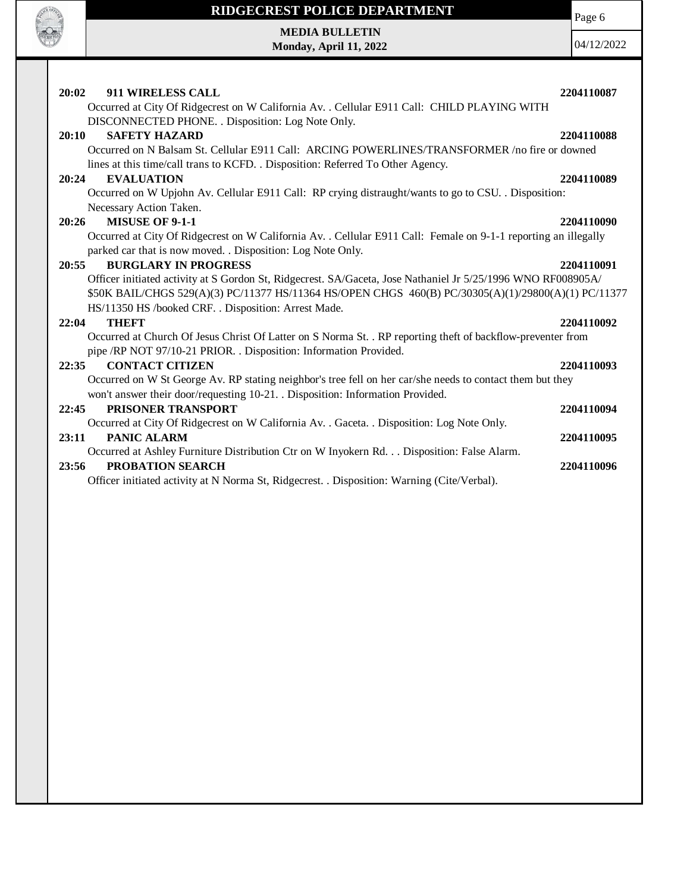**20:02 911 WIRELESS CALL** **2204110087**

Occurred at City Of Ridgecrest on W California Av. . Cellular E911 Call: CHILD PLAYING WITH DISCONNECTED PHONE. . Disposition: Log Note Only.

**20:10 SAFETY HAZARD** **2204110088**

Occurred on N Balsam St. Cellular E911 Call: ARCING POWERLINES/TRANSFORMER /no fire or downed lines at this time/call trans to KCFD. . Disposition: Referred To Other Agency.

**20:24 EVALUATION** **2204110089**

Occurred on W Upjohn Av. Cellular E911 Call: RP crying distraught/wants to go to CSU. . Disposition: Necessary Action Taken.

**20:26 MISUSE OF 9-1-1** **2204110090**

Occurred at City Of Ridgecrest on W California Av. . Cellular E911 Call: Female on 9-1-1 reporting an illegally parked car that is now moved. . Disposition: Log Note Only.

**20:55 BURGLARY IN PROGRESS** **2204110091**

Officer initiated activity at S Gordon St, Ridgecrest. SA/Gaceta, Jose Nathaniel Jr 5/25/1996 WNO RF008905A/ $50K BAIL/CHGS 529(A)(3) PC/11377 HS/11364 HS/OPEN CHGS 460(B) PC/30305(A)(1)/29800(A)(1) PC/11377 HS/11350 HS /booked CRF. . Disposition: Arrest Made.

**22:04 THEFT** **2204110092**

Occurred at Church Of Jesus Christ Of Latter on S Norma St. . RP reporting theft of backflow-preventer from pipe /RP NOT 97/10-21 PRIOR. . Disposition: Information Provided.

**22:35 CONTACT CITIZEN** **2204110093**

Occurred on W St George Av. RP stating neighbor's tree fell on her car/she needs to contact them but they won't answer their door/requesting 10-21. . Disposition: Information Provided.

**22:45 PRISONER TRANSPORT** **2204110094**

Occurred at City Of Ridgecrest on W California Av. . Gaceta. . Disposition: Log Note Only.

**23:11 PANIC ALARM** **2204110095**

Occurred at Ashley Furniture Distribution Ctr on W Inyokern Rd. . . Disposition: False Alarm.

**23:56 PROBATION SEARCH** **2204110096**

Officer initiated activity at N Norma St, Ridgecrest. . Disposition: Warning (Cite/Verbal).